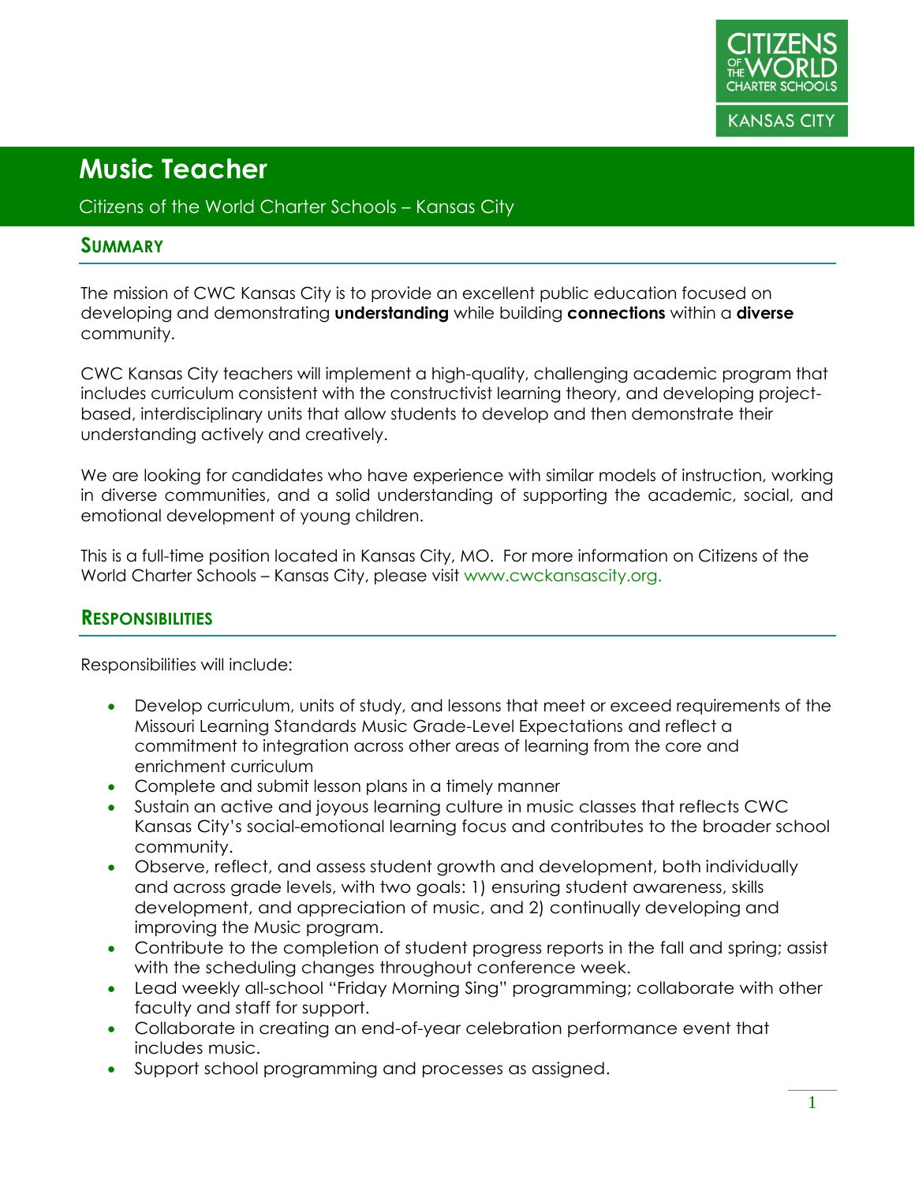# Music Teacher

Citizens of the World Charter Schools – Kansas City

## Summary

The mission of CWC Kansas City is to provide an excellent public education focused on developing and demonstrating **understanding** while building **connections** within a **diverse** community.

CWC Kansas City teachers will implement a high-quality, challenging academic program that includes curriculum consistent with the constructivist learning theory, and developing project-based, interdisciplinary units that allow students to develop and then demonstrate their understanding actively and creatively.

We are looking for candidates who have experience with similar models of instruction, working in diverse communities, and a solid understanding of supporting the academic, social, and emotional development of young children.

This is a full-time position located in Kansas City, MO. For more information on Citizens of the World Charter Schools – Kansas City, please visit www.cwckansascity.org.

## Responsibilities

Responsibilities will include:

- Develop curriculum, units of study, and lessons that meet or exceed requirements of the Missouri Learning Standards Music Grade-Level Expectations and reflect a commitment to integration across other areas of learning from the core and enrichment curriculum
- Complete and submit lesson plans in a timely manner
- Sustain an active and joyous learning culture in music classes that reflects CWC Kansas City's social-emotional learning focus and contributes to the broader school community.
- Observe, reflect, and assess student growth and development, both individually and across grade levels, with two goals: 1) ensuring student awareness, skills development, and appreciation of music, and 2) continually developing and improving the Music program.
- Contribute to the completion of student progress reports in the fall and spring; assist with the scheduling changes throughout conference week.
- Lead weekly all-school "Friday Morning Sing" programming; collaborate with other faculty and staff for support.
- Collaborate in creating an end-of-year celebration performance event that includes music.
- Support school programming and processes as assigned.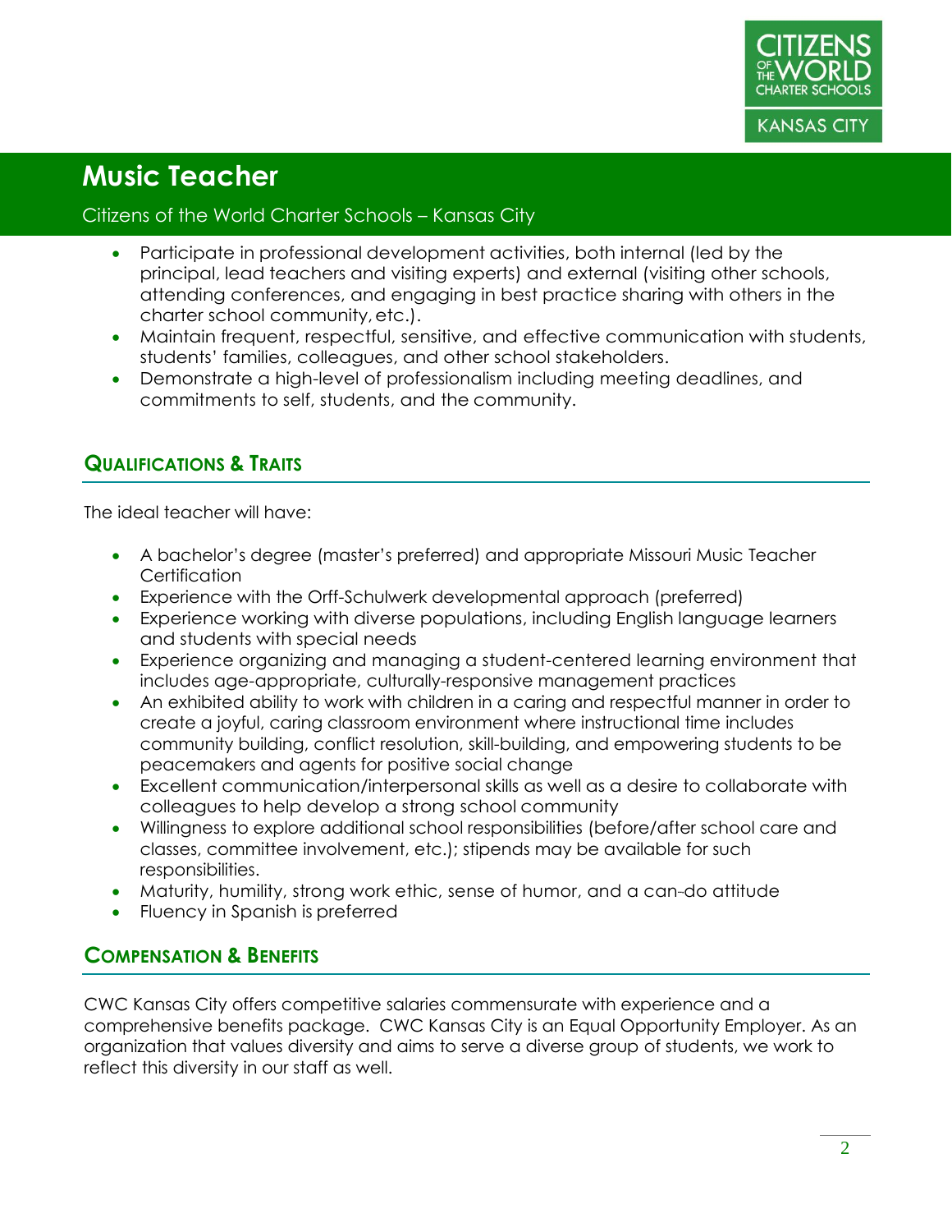- Participate in professional development activities, both internal (led by the principal, lead teachers and visiting experts) and external (visiting other schools, attending conferences, and engaging in best practice sharing with others in the charter school community, etc.).
- Maintain frequent, respectful, sensitive, and effective communication with students, students' families, colleagues, and other school stakeholders.
- Demonstrate a high-level of professionalism including meeting deadlines, and commitments to self, students, and the community.

## Qualifications & Traits

The ideal teacher will have:

- A bachelor's degree (master's preferred) and appropriate Missouri Music Teacher Certification
- Experience with the Orff-Schulwerk developmental approach (preferred)
- Experience working with diverse populations, including English language learners and students with special needs
- Experience organizing and managing a student-centered learning environment that includes age-appropriate, culturally-responsive management practices
- An exhibited ability to work with children in a caring and respectful manner in order to create a joyful, caring classroom environment where instructional time includes community building, conflict resolution, skill-building, and empowering students to be peacemakers and agents for positive social change
- Excellent communication/interpersonal skills as well as a desire to collaborate with colleagues to help develop a strong school community
- Willingness to explore additional school responsibilities (before/after school care and classes, committee involvement, etc.); stipends may be available for such responsibilities.
- Maturity, humility, strong work ethic, sense of humor, and a can-do attitude
- Fluency in Spanish is preferred

## Compensation & Benefits

CWC Kansas City offers competitive salaries commensurate with experience and a comprehensive benefits package. CWC Kansas City is an Equal Opportunity Employer. As an organization that values diversity and aims to serve a diverse group of students, we work to reflect this diversity in our staff as well.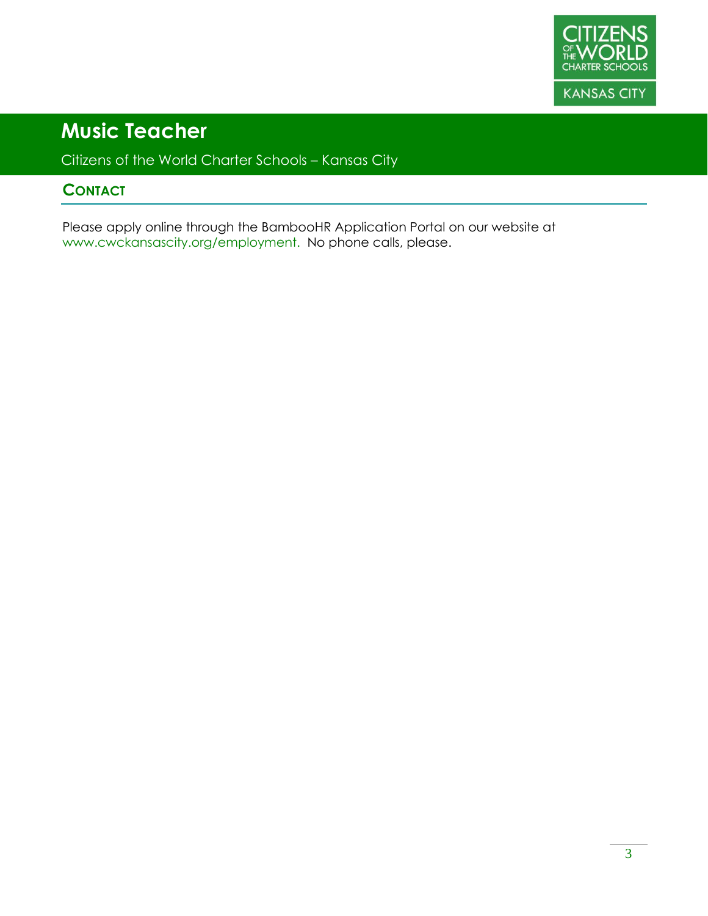# Music Teacher

Citizens of the World Charter Schools – Kansas City

## Contact

Please apply online through the BambooHR Application Portal on our website at www.cwckansascity.org/employment. No phone calls, please.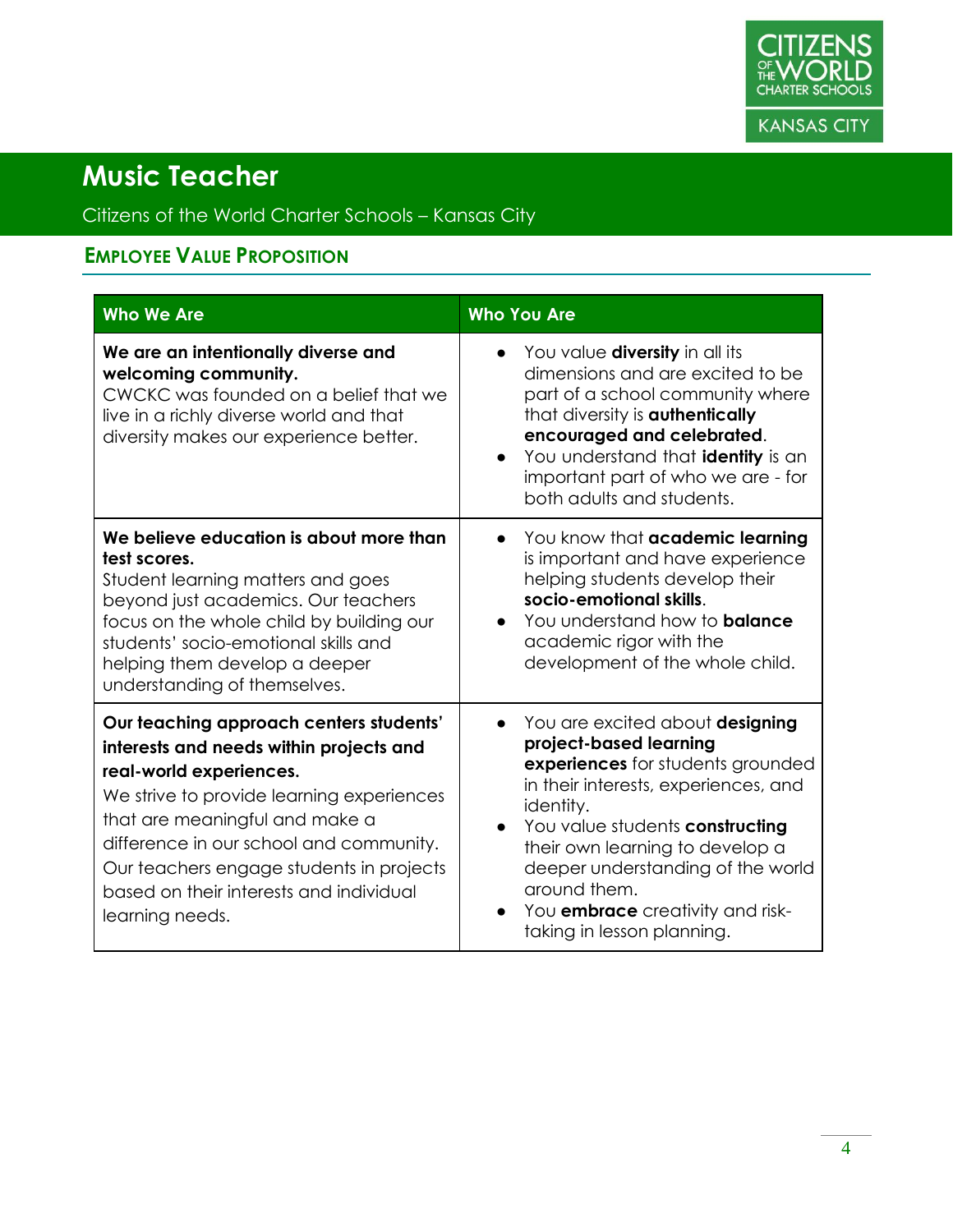# Music Teacher

Citizens of the World Charter Schools – Kansas City

## Employee Value Proposition

| Who We Are | Who You Are |
|---|---|
| **We are an intentionally diverse and welcoming community.** CWCKC was founded on a belief that we live in a richly diverse world and that diversity makes our experience better. | • You value **diversity** in all its dimensions and are excited to be part of a school community where that diversity is **authentically encouraged and celebrated**. <br> • You understand that **identity** is an important part of who we are - for both adults and students. |
| **We believe education is about more than test scores.** Student learning matters and goes beyond just academics. Our teachers focus on the whole child by building our students' socio-emotional skills and helping them develop a deeper understanding of themselves. | • You know that **academic learning** is important and have experience helping students develop their **socio-emotional skills**. <br> • You understand how to **balance** academic rigor with the development of the whole child. |
| **Our teaching approach centers students' interests and needs within projects and real-world experiences.** We strive to provide learning experiences that are meaningful and make a difference in our school and community. Our teachers engage students in projects based on their interests and individual learning needs. | • You are excited about **designing project-based learning experiences** for students grounded in their interests, experiences, and identity. <br> • You value students **constructing** their own learning to develop a deeper understanding of the world around them. <br> • You **embrace** creativity and risk-taking in lesson planning. |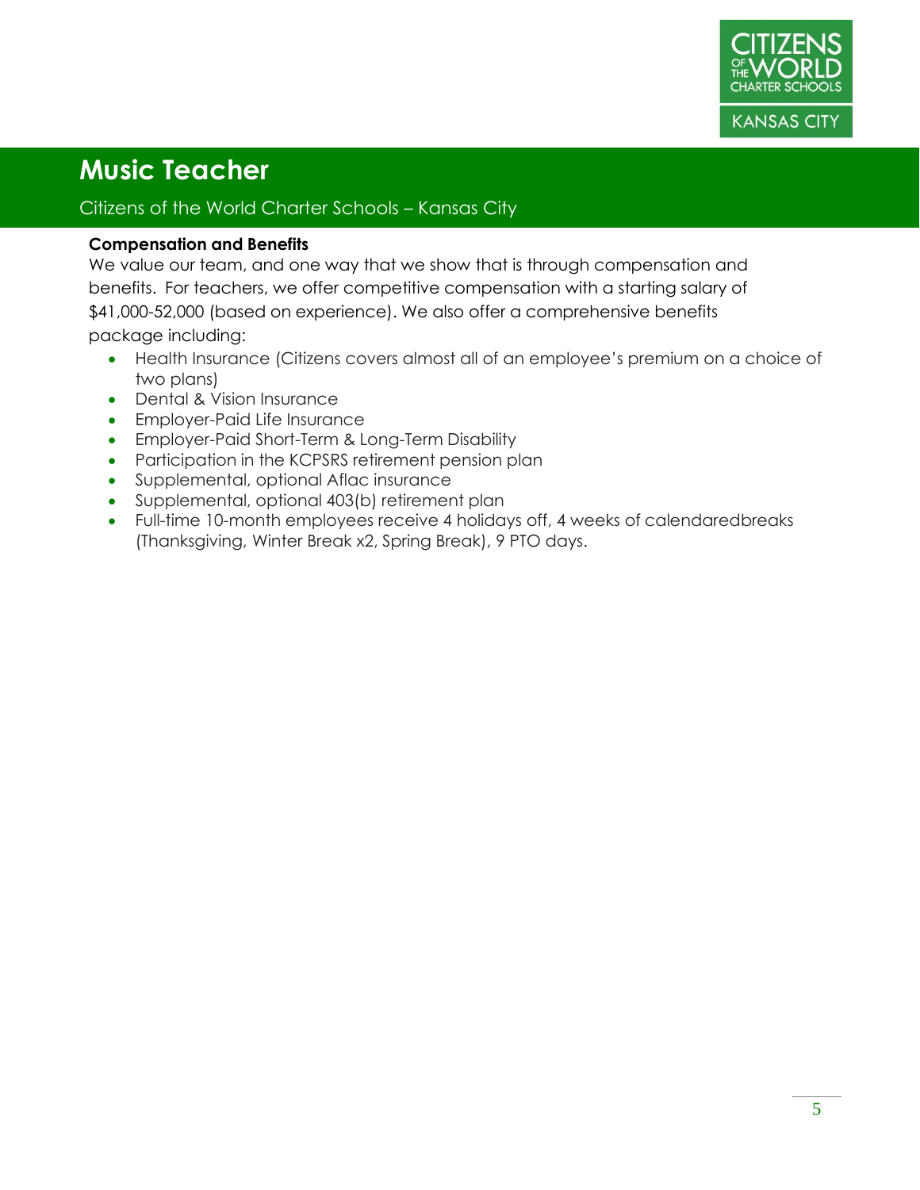# Music Teacher

Citizens of the World Charter Schools – Kansas City

**Compensation and Benefits**

We value our team, and one way that we show that is through compensation and benefits. For teachers, we offer competitive compensation with a starting salary of $41,000-52,000 (based on experience). We also offer a comprehensive benefits package including:

- Health Insurance (Citizens covers almost all of an employee's premium on a choice of two plans)
- Dental & Vision Insurance
- Employer-Paid Life Insurance
- Employer-Paid Short-Term & Long-Term Disability
- Participation in the KCPSRS retirement pension plan
- Supplemental, optional Aflac insurance
- Supplemental, optional 403(b) retirement plan
- Full-time 10-month employees receive 4 holidays off, 4 weeks of calendaredbreaks (Thanksgiving, Winter Break x2, Spring Break), 9 PTO days.